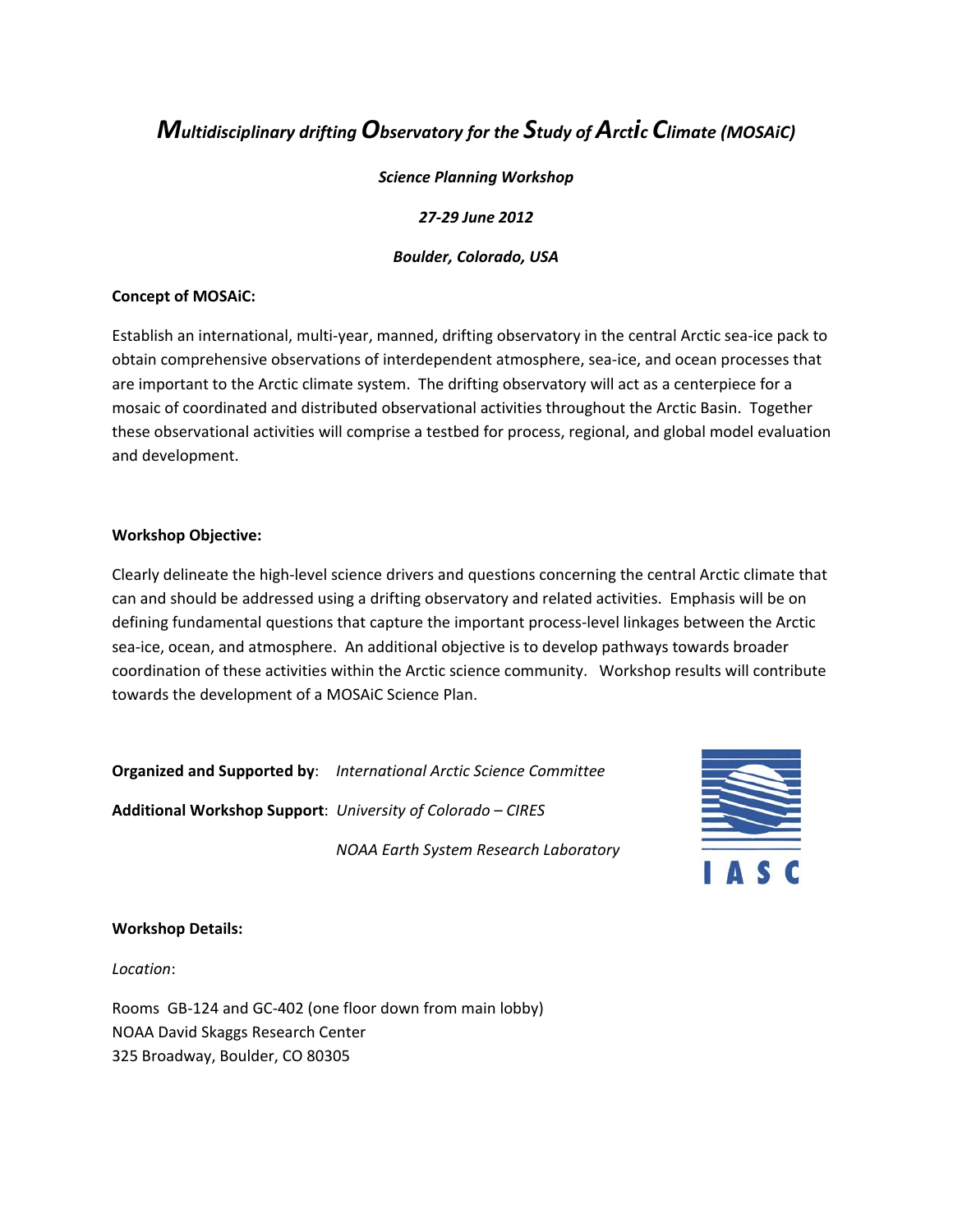# *Multidisciplinary drifting Observatory for the Study of Arctic Climate (MOSAiC)*

***Science Planning Workshop***

***27-29 June 2012***

***Boulder, Colorado, USA***

**Concept of MOSAiC:**

Establish an international, multi-year, manned, drifting observatory in the central Arctic sea-ice pack to obtain comprehensive observations of interdependent atmosphere, sea-ice, and ocean processes that are important to the Arctic climate system. The drifting observatory will act as a centerpiece for a mosaic of coordinated and distributed observational activities throughout the Arctic Basin. Together these observational activities will comprise a testbed for process, regional, and global model evaluation and development.

**Workshop Objective:**

Clearly delineate the high-level science drivers and questions concerning the central Arctic climate that can and should be addressed using a drifting observatory and related activities. Emphasis will be on defining fundamental questions that capture the important process-level linkages between the Arctic sea-ice, ocean, and atmosphere. An additional objective is to develop pathways towards broader coordination of these activities within the Arctic science community. Workshop results will contribute towards the development of a MOSAiC Science Plan.

**Organized and Supported by**: *International Arctic Science Committee*

**Additional Workshop Support**: *University of Colorado – CIRES*

*NOAA Earth System Research Laboratory*

IASC

**Workshop Details:**

*Location*:

Rooms GB-124 and GC-402 (one floor down from main lobby)
NOAA David Skaggs Research Center
325 Broadway, Boulder, CO 80305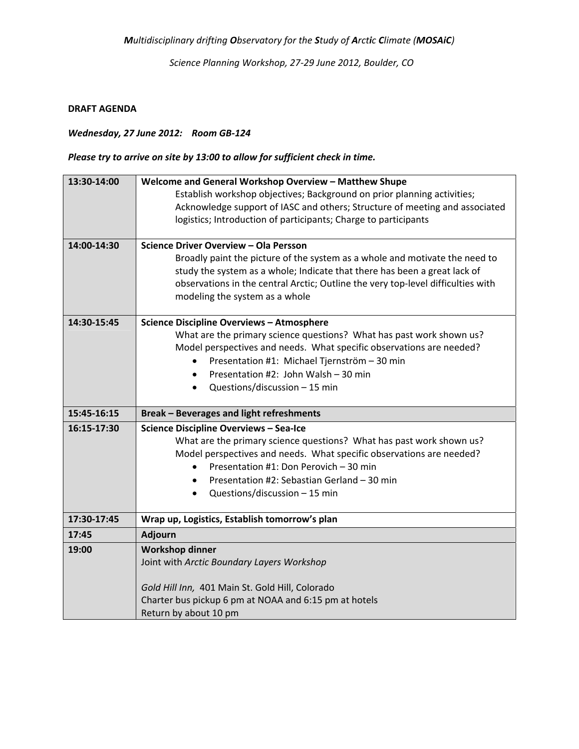*Multidisciplinary drifting Observatory for the Study of Arctic Climate (MOSAiC)*

*Science Planning Workshop, 27-29 June 2012, Boulder, CO*

**DRAFT AGENDA**

***Wednesday, 27 June 2012: Room GB-124***

***Please try to arrive on site by 13:00 to allow for sufficient check in time.***

| Time | Session |
|---|---|
| **13:30-14:00** | **Welcome and General Workshop Overview – Matthew Shupe**<br>Establish workshop objectives; Background on prior planning activities; Acknowledge support of IASC and others; Structure of meeting and associated logistics; Introduction of participants; Charge to participants |
| **14:00-14:30** | **Science Driver Overview – Ola Persson**<br>Broadly paint the picture of the system as a whole and motivate the need to study the system as a whole; Indicate that there has been a great lack of observations in the central Arctic; Outline the very top-level difficulties with modeling the system as a whole |
| **14:30-15:45** | **Science Discipline Overviews – Atmosphere**<br>What are the primary science questions? What has past work shown us? Model perspectives and needs. What specific observations are needed?<br>• Presentation #1: Michael Tjernström – 30 min<br>• Presentation #2: John Walsh – 30 min<br>• Questions/discussion – 15 min |
| **15:45-16:15** | **Break – Beverages and light refreshments** |
| **16:15-17:30** | **Science Discipline Overviews – Sea-Ice**<br>What are the primary science questions? What has past work shown us? Model perspectives and needs. What specific observations are needed?<br>• Presentation #1: Don Perovich – 30 min<br>• Presentation #2: Sebastian Gerland – 30 min<br>• Questions/discussion – 15 min |
| **17:30-17:45** | **Wrap up, Logistics, Establish tomorrow's plan** |
| **17:45** | **Adjourn** |
| **19:00** | **Workshop dinner**<br>Joint with *Arctic Boundary Layers Workshop*<br><br>*Gold Hill Inn,* 401 Main St. Gold Hill, Colorado<br>Charter bus pickup 6 pm at NOAA and 6:15 pm at hotels<br>Return by about 10 pm |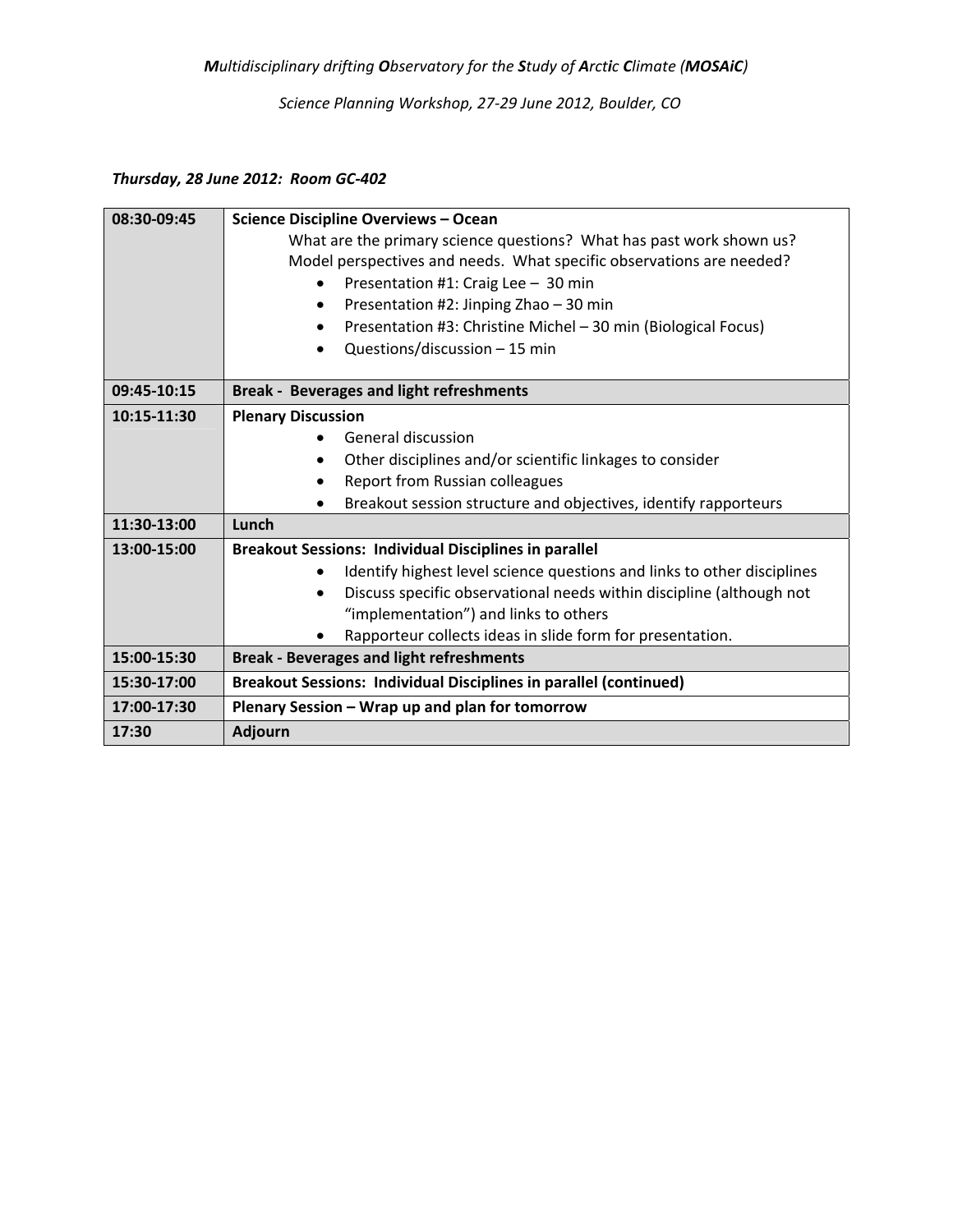*Multidisciplinary drifting Observatory for the Study of Arctic Climate (MOSAiC)*

*Science Planning Workshop, 27-29 June 2012, Boulder, CO*

***Thursday, 28 June 2012: Room GC-402***

| | |
|---|---|
| **08:30-09:45** | **Science Discipline Overviews – Ocean**<br>What are the primary science questions? What has past work shown us? Model perspectives and needs. What specific observations are needed?<br>• Presentation #1: Craig Lee – 30 min<br>• Presentation #2: Jinping Zhao – 30 min<br>• Presentation #3: Christine Michel – 30 min (Biological Focus)<br>• Questions/discussion – 15 min |
| **09:45-10:15** | **Break - Beverages and light refreshments** |
| **10:15-11:30** | **Plenary Discussion**<br>• General discussion<br>• Other disciplines and/or scientific linkages to consider<br>• Report from Russian colleagues<br>• Breakout session structure and objectives, identify rapporteurs |
| **11:30-13:00** | **Lunch** |
| **13:00-15:00** | **Breakout Sessions: Individual Disciplines in parallel**<br>• Identify highest level science questions and links to other disciplines<br>• Discuss specific observational needs within discipline (although not "implementation") and links to others<br>• Rapporteur collects ideas in slide form for presentation. |
| **15:00-15:30** | **Break - Beverages and light refreshments** |
| **15:30-17:00** | **Breakout Sessions: Individual Disciplines in parallel (continued)** |
| **17:00-17:30** | **Plenary Session – Wrap up and plan for tomorrow** |
| **17:30** | **Adjourn** |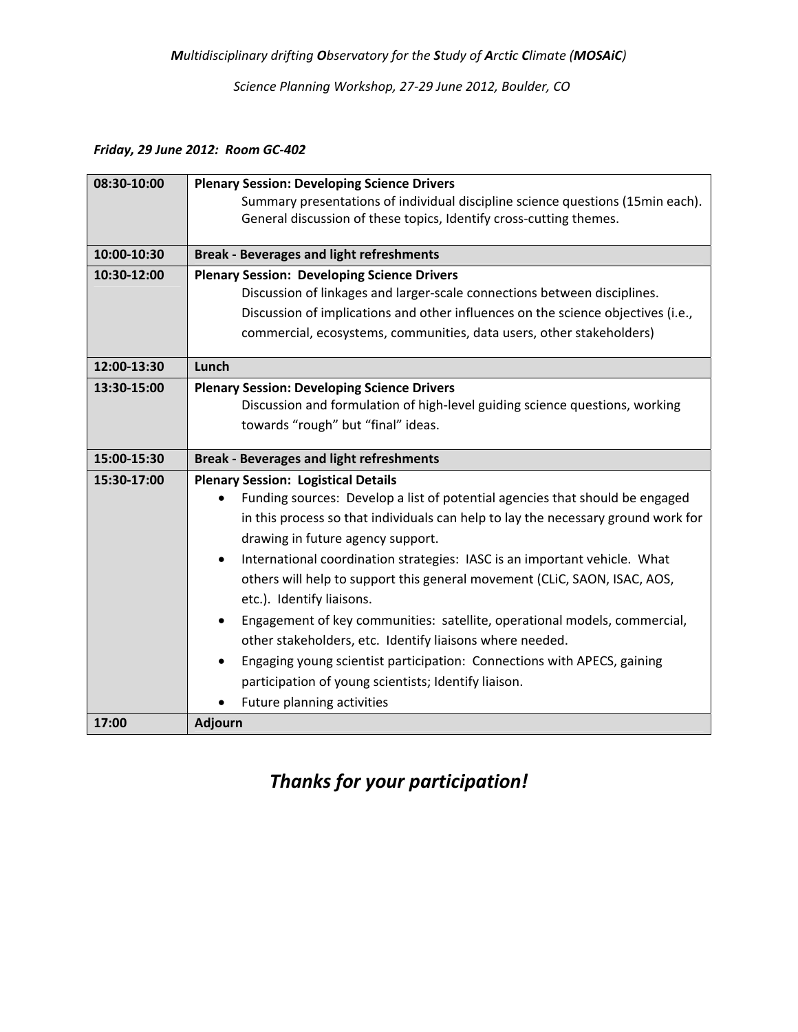*Multidisciplinary drifting Observatory for the Study of Arctic Climate (MOSAiC)*

*Science Planning Workshop, 27-29 June 2012, Boulder, CO*

***Friday, 29 June 2012: Room GC-402***

| | |
|---|---|
| 08:30-10:00 | **Plenary Session: Developing Science Drivers**<br>Summary presentations of individual discipline science questions (15min each). General discussion of these topics, Identify cross-cutting themes. |
| 10:00-10:30 | **Break - Beverages and light refreshments** |
| 10:30-12:00 | **Plenary Session: Developing Science Drivers**<br>Discussion of linkages and larger-scale connections between disciplines.<br>Discussion of implications and other influences on the science objectives (i.e., commercial, ecosystems, communities, data users, other stakeholders) |
| 12:00-13:30 | **Lunch** |
| 13:30-15:00 | **Plenary Session: Developing Science Drivers**<br>Discussion and formulation of high-level guiding science questions, working towards "rough" but "final" ideas. |
| 15:00-15:30 | **Break - Beverages and light refreshments** |
| 15:30-17:00 | **Plenary Session: Logistical Details**<br>• Funding sources: Develop a list of potential agencies that should be engaged in this process so that individuals can help to lay the necessary ground work for drawing in future agency support.<br>• International coordination strategies: IASC is an important vehicle. What others will help to support this general movement (CLiC, SAON, ISAC, AOS, etc.). Identify liaisons.<br>• Engagement of key communities: satellite, operational models, commercial, other stakeholders, etc. Identify liaisons where needed.<br>• Engaging young scientist participation: Connections with APECS, gaining participation of young scientists; Identify liaison.<br>• Future planning activities |
| 17:00 | **Adjourn** |

## *Thanks for your participation!*